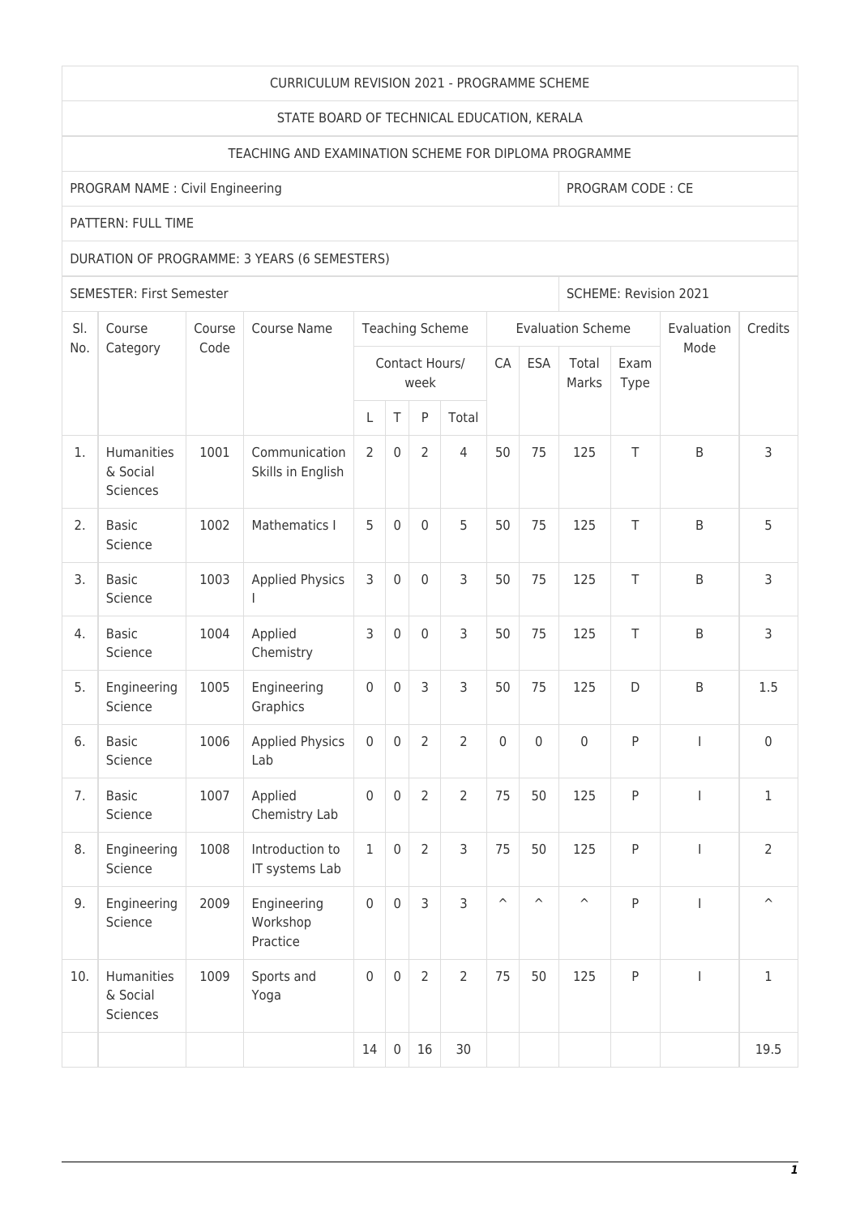CURRICULUM REVISION 2021 - PROGRAMME SCHEME

STATE BOARD OF TECHNICAL EDUCATION, KERALA

TEACHING AND EXAMINATION SCHEME FOR DIPLOMA PROGRAMME

PROGRAM NAME : Civil Engineering | PROGRAM CODE : CE

PATTERN: FULL TIME

DURATION OF PROGRAMME: 3 YEARS (6 SEMESTERS)

SEMESTER: First Semester | SCHEME: Revision 2021

| Sl. No. | Course Category | Course Code | Course Name | Teaching Scheme | | | | Evaluation Scheme | | | | Evaluation Mode | Credits |
|---|---|---|---|---|---|---|---|---|---|---|---|---|---|
| | | | | Contact Hours/ week | | | | CA | ESA | Total Marks | Exam Type | | |
| | | | | L | T | P | Total | | | | | | |
| 1. | Humanities & Social Sciences | 1001 | Communication Skills in English | 2 | 0 | 2 | 4 | 50 | 75 | 125 | T | B | 3 |
| 2. | Basic Science | 1002 | Mathematics I | 5 | 0 | 0 | 5 | 50 | 75 | 125 | T | B | 5 |
| 3. | Basic Science | 1003 | Applied Physics I | 3 | 0 | 0 | 3 | 50 | 75 | 125 | T | B | 3 |
| 4. | Basic Science | 1004 | Applied Chemistry | 3 | 0 | 0 | 3 | 50 | 75 | 125 | T | B | 3 |
| 5. | Engineering Science | 1005 | Engineering Graphics | 0 | 0 | 3 | 3 | 50 | 75 | 125 | D | B | 1.5 |
| 6. | Basic Science | 1006 | Applied Physics Lab | 0 | 0 | 2 | 2 | 0 | 0 | 0 | P | I | 0 |
| 7. | Basic Science | 1007 | Applied Chemistry Lab | 0 | 0 | 2 | 2 | 75 | 50 | 125 | P | I | 1 |
| 8. | Engineering Science | 1008 | Introduction to IT systems Lab | 1 | 0 | 2 | 3 | 75 | 50 | 125 | P | I | 2 |
| 9. | Engineering Science | 2009 | Engineering Workshop Practice | 0 | 0 | 3 | 3 | ^ | ^ | ^ | P | I | ^ |
| 10. | Humanities & Social Sciences | 1009 | Sports and Yoga | 0 | 0 | 2 | 2 | 75 | 50 | 125 | P | I | 1 |
| | | | | 14 | 0 | 16 | 30 | | | | | | 19.5 |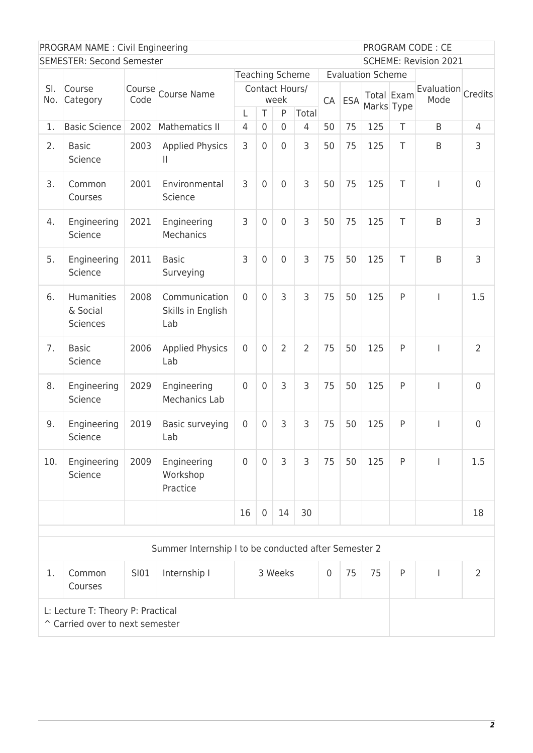| PROGRAM NAME : Civil Engineering | | | | | | | | | | | | | PROGRAM CODE : CE | |
|---|---|---|---|---|---|---|---|---|---|---|---|---|---|---|
| SEMESTER: Second Semester | | | | | | | | | | | | | SCHEME: Revision 2021 | |
| Sl. No. | Course Category | Course Code | Course Name | Teaching Scheme | | | | Evaluation Scheme | | | | | Evaluation Mode | Credits |
| | | | | Contact Hours/ week | | | | CA | ESA | Total Marks | Exam Type | | | |
| | | | | L | T | P | Total | | | | | | | |
| 1. | Basic Science | 2002 | Mathematics II | 4 | 0 | 0 | 4 | 50 | 75 | 125 | T | | B | 4 |
| 2. | Basic Science | 2003 | Applied Physics II | 3 | 0 | 0 | 3 | 50 | 75 | 125 | T | | B | 3 |
| 3. | Common Courses | 2001 | Environmental Science | 3 | 0 | 0 | 3 | 50 | 75 | 125 | T | | I | 0 |
| 4. | Engineering Science | 2021 | Engineering Mechanics | 3 | 0 | 0 | 3 | 50 | 75 | 125 | T | | B | 3 |
| 5. | Engineering Science | 2011 | Basic Surveying | 3 | 0 | 0 | 3 | 75 | 50 | 125 | T | | B | 3 |
| 6. | Humanities & Social Sciences | 2008 | Communication Skills in English Lab | 0 | 0 | 3 | 3 | 75 | 50 | 125 | P | | I | 1.5 |
| 7. | Basic Science | 2006 | Applied Physics Lab | 0 | 0 | 2 | 2 | 75 | 50 | 125 | P | | I | 2 |
| 8. | Engineering Science | 2029 | Engineering Mechanics Lab | 0 | 0 | 3 | 3 | 75 | 50 | 125 | P | | I | 0 |
| 9. | Engineering Science | 2019 | Basic surveying Lab | 0 | 0 | 3 | 3 | 75 | 50 | 125 | P | | I | 0 |
| 10. | Engineering Science | 2009 | Engineering Workshop Practice | 0 | 0 | 3 | 3 | 75 | 50 | 125 | P | | I | 1.5 |
| | | | | 16 | 0 | 14 | 30 | | | | | | | 18 |
| Summer Internship I to be conducted after Semester 2 | | | | | | | | | | | | | | |
| 1. | Common Courses | SI01 | Internship I | 3 Weeks | | | | 0 | 75 | 75 | P | | I | 2 |

L: Lecture T: Theory P: Practical
^ Carried over to next semester